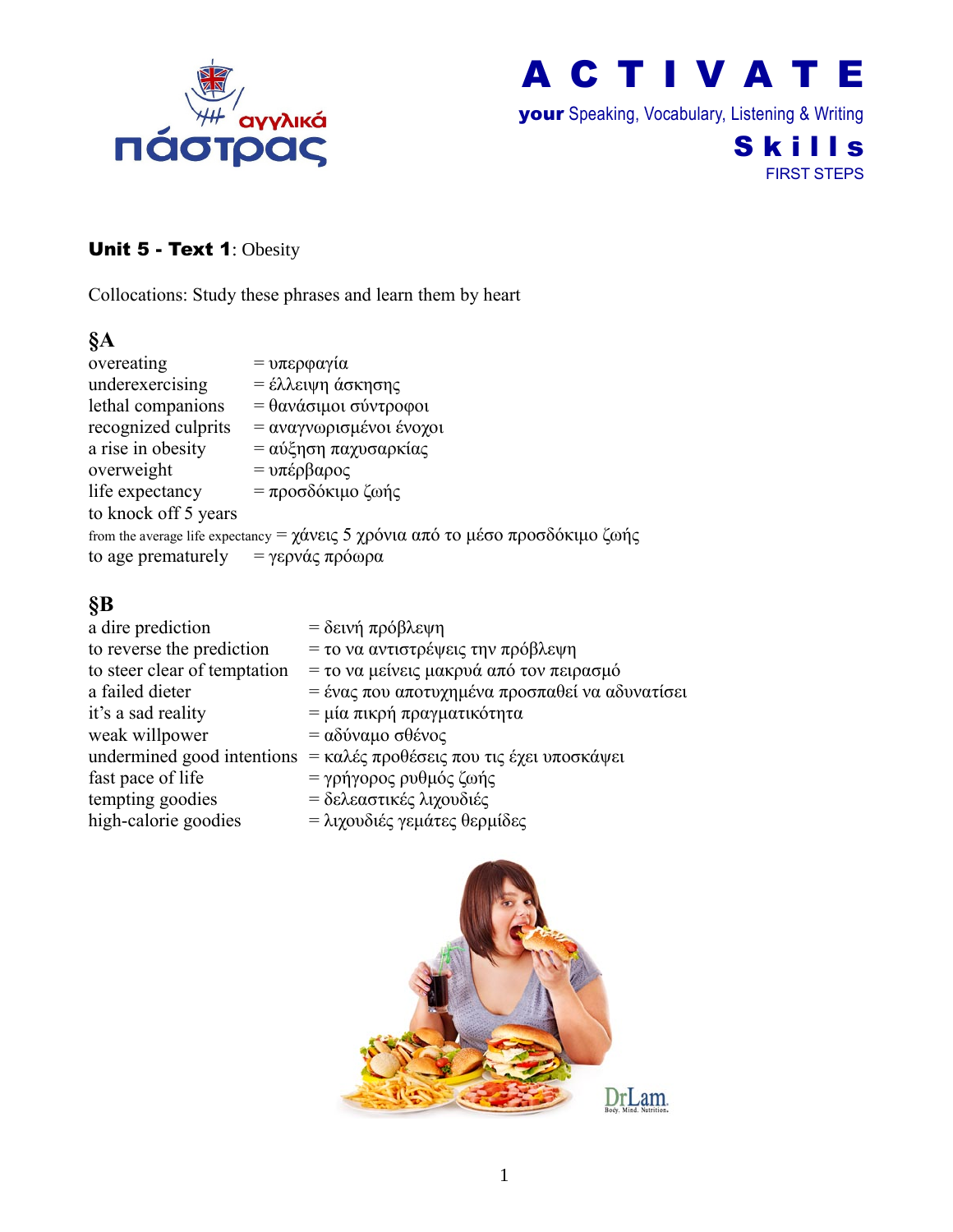# ACTIVATE

**your** Speaking, Vocabulary, Listening & Writing

**Skills**

FIRST STEPS

**Unit 5 - Text 1**: Obesity

Collocations: Study these phrases and learn them by heart

## §A

overeating = υπερφαγία
underexercising = έλλειψη άσκησης
lethal companions = θανάσιμοι σύντροφοι
recognized culprits = αναγνωρισμένοι ένοχοι
a rise in obesity = αύξηση παχυσαρκίας
overweight = υπέρβαρος
life expectancy = προσδόκιμο ζωής
to knock off 5 years
from the average life expectancy = χάνεις 5 χρόνια από το μέσο προσδόκιμο ζωής
to age prematurely = γερνάς πρόωρα

## §B

a dire prediction = δεινή πρόβλεψη
to reverse the prediction = το να αντιστρέψεις την πρόβλεψη
to steer clear of temptation = το να μείνεις μακρυά από τον πειρασμό
a failed dieter = ένας που αποτυχημένα προσπαθεί να αδυνατίσει
it's a sad reality = μία πικρή πραγματικότητα
weak willpower = αδύναμο σθένος
undermined good intentions = καλές προθέσεις που τις έχει υποσκάψει
fast pace of life = γρήγορος ρυθμός ζωής
tempting goodies = δελεαστικές λιχουδιές
high-calorie goodies = λιχουδιές γεμάτες θερμίδες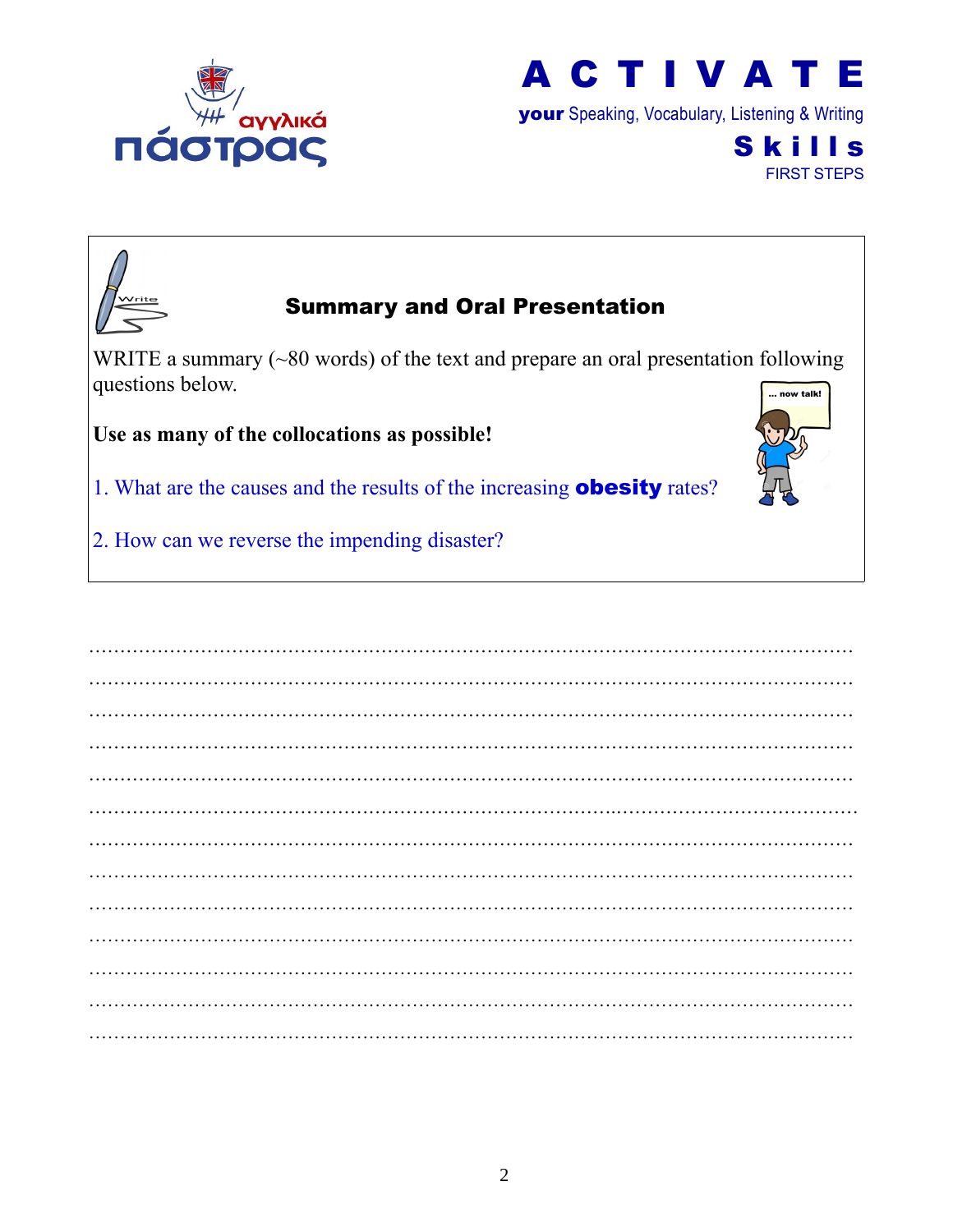## Summary and Oral Presentation

WRITE a summary (~80 words) of the text and prepare an oral presentation following questions below.

**Use as many of the collocations as possible!**

1. What are the causes and the results of the increasing **obesity** rates?

2. How can we reverse the impending disaster?

……………………………………………………………………………………………………

……………………………………………………………………………………………………

……………………………………………………………………………………………………

……………………………………………………………………………………………………

……………………………………………………………………………………………………

……………………………………………………………………………………………………

……………………………………………………………………………………………………

……………………………………………………………………………………………………

……………………………………………………………………………………………………

……………………………………………………………………………………………………

……………………………………………………………………………………………………

……………………………………………………………………………………………………

……………………………………………………………………………………………………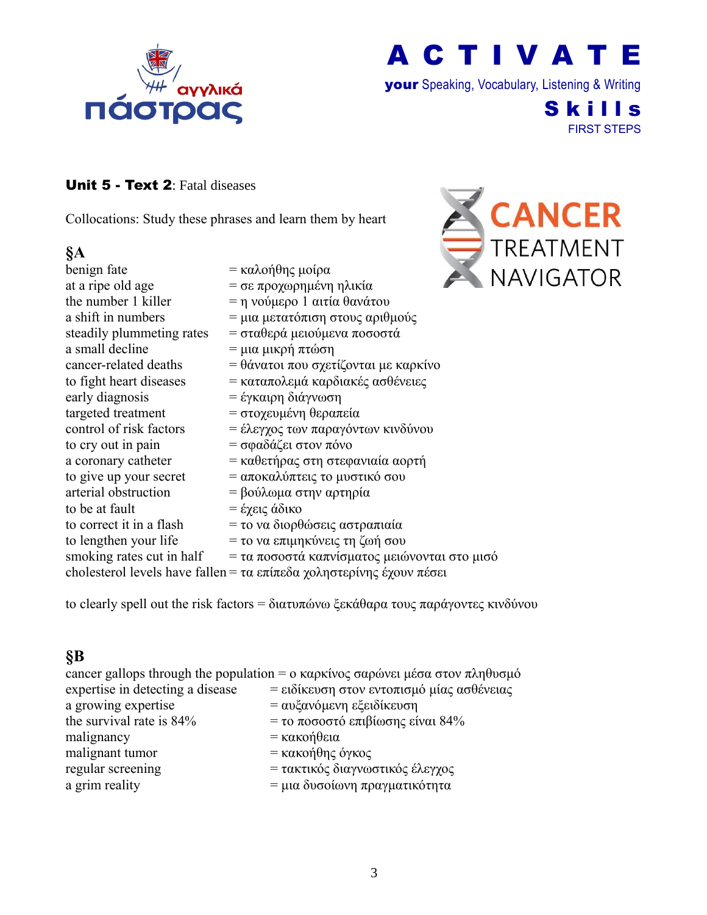**Unit 5 - Text 2**: Fatal diseases

Collocations: Study these phrases and learn them by heart

## §A

benign fate = καλοήθης μοίρα
at a ripe old age = σε προχωρημένη ηλικία
the number 1 killer = η νούμερο 1 αιτία θανάτου
a shift in numbers = μια μετατόπιση στους αριθμούς
steadily plummeting rates = σταθερά μειούμενα ποσοστά
a small decline = μια μικρή πτώση
cancer-related deaths = θάνατοι που σχετίζονται με καρκίνο
to fight heart diseases = καταπολεμά καρδιακές ασθένειες
early diagnosis = έγκαιρη διάγνωση
targeted treatment = στοχευμένη θεραπεία
control of risk factors = έλεγχος των παραγόντων κινδύνου
to cry out in pain = σφαδάζει στον πόνο
a coronary catheter = καθετήρας στη στεφανιαία αορτή
to give up your secret = αποκαλύπτεις το μυστικό σου
arterial obstruction = βούλωμα στην αρτηρία
to be at fault = έχεις άδικο
to correct it in a flash = το να διορθώσεις αστραπιαία
to lengthen your life = το να επιμηκύνεις τη ζωή σου
smoking rates cut in half = τα ποσοστά καπνίσματος μειώνονται στο μισό
cholesterol levels have fallen = τα επίπεδα χοληστερίνης έχουν πέσει

to clearly spell out the risk factors = διατυπώνω ξεκάθαρα τους παράγοντες κινδύνου

## §B

cancer gallops through the population = ο καρκίνος σαρώνει μέσα στον πληθυσμό
expertise in detecting a disease = ειδίκευση στον εντοπισμό μίας ασθένειας
a growing expertise = αυξανόμενη εξειδίκευση
the survival rate is 84% = το ποσοστό επιβίωσης είναι 84%
malignancy = κακοήθεια
malignant tumor = κακοήθης όγκος
regular screening = τακτικός διαγνωστικός έλεγχος
a grim reality = μια δυσοίωνη πραγματικότητα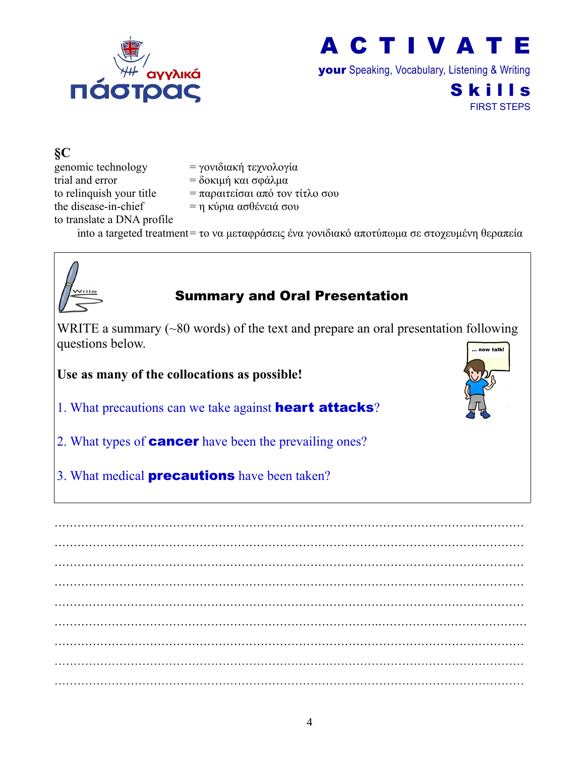## §C

genomic technology = γονιδιακή τεχνολογία
trial and error = δοκιμή και σφάλμα
to relinquish your title = παραιτείσαι από τον τίτλο σου
the disease-in-chief = η κύρια ασθένειά σου
to translate a DNA profile into a targeted treatment = το να μεταφράσεις ένα γονιδιακό αποτύπωμα σε στοχευμένη θεραπεία

### Summary and Oral Presentation

WRITE a summary (~80 words) of the text and prepare an oral presentation following questions below.

**Use as many of the collocations as possible!**

1. What precautions can we take against **heart attacks**?
2. What types of **cancer** have been the prevailing ones?
3. What medical **precautions** have been taken?

……………………………………………………………………………………………………
……………………………………………………………………………………………………
……………………………………………………………………………………………………
……………………………………………………………………………………………………
……………………………………………………………………………………………………
……………………………………………………………………………………………………
……………………………………………………………………………………………………
……………………………………………………………………………………………………
……………………………………………………………………………………………………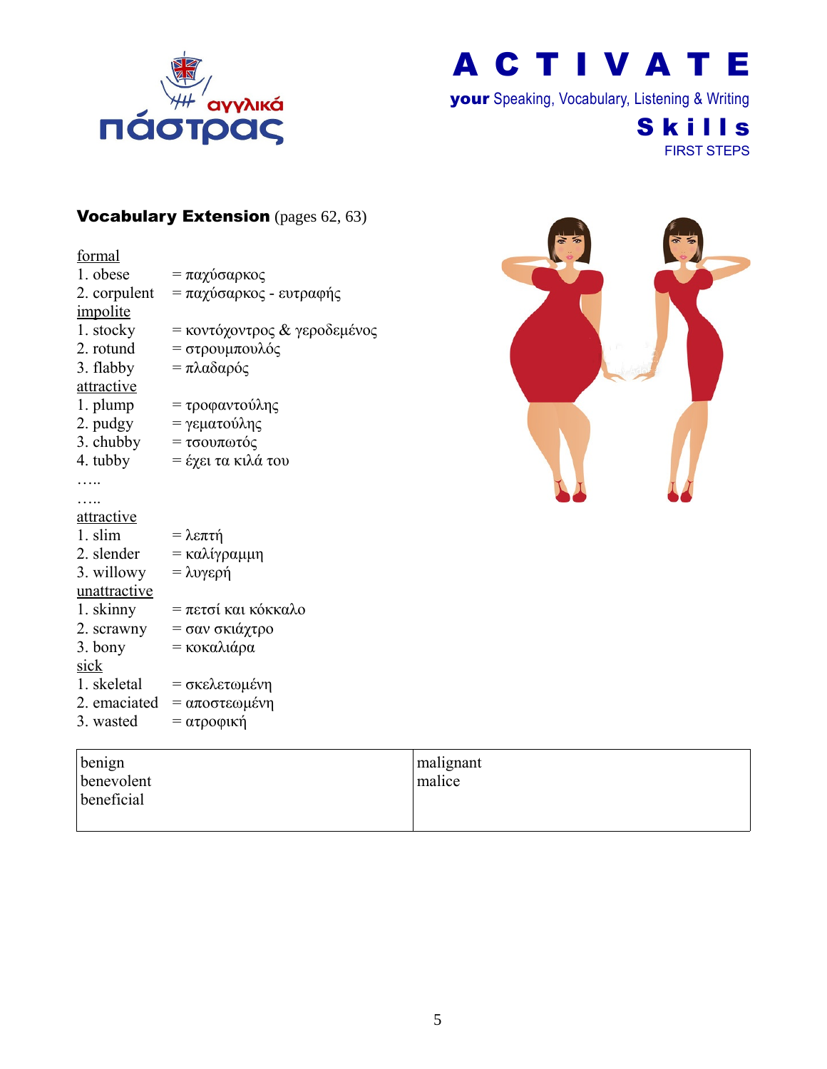**Vocabulary Extension** (pages 62, 63)

formal

1. obese = παχύσαρκος
2. corpulent = παχύσαρκος - ευτραφής

impolite

1. stocky = κοντόχοντρος & γεροδεμένος
2. rotund = στρουμπουλός
3. flabby = πλαδαρός

attractive

1. plump = τροφαντούλης
2. pudgy = γεματούλης
3. chubby = τσουπωτός
4. tubby = έχει τα κιλά του

…..

…..

attractive

1. slim = λεπτή
2. slender = καλίγραμμη
3. willowy = λυγερή

unattractive

1. skinny = πετσί και κόκκαλο
2. scrawny = σαν σκιάχτρο
3. bony = κοκαλιάρα

sick

1. skeletal = σκελετωμένη
2. emaciated = αποστεωμένη
3. wasted = ατροφική

| benign<br>benevolent<br>beneficial | malignant<br>malice |
|---|---|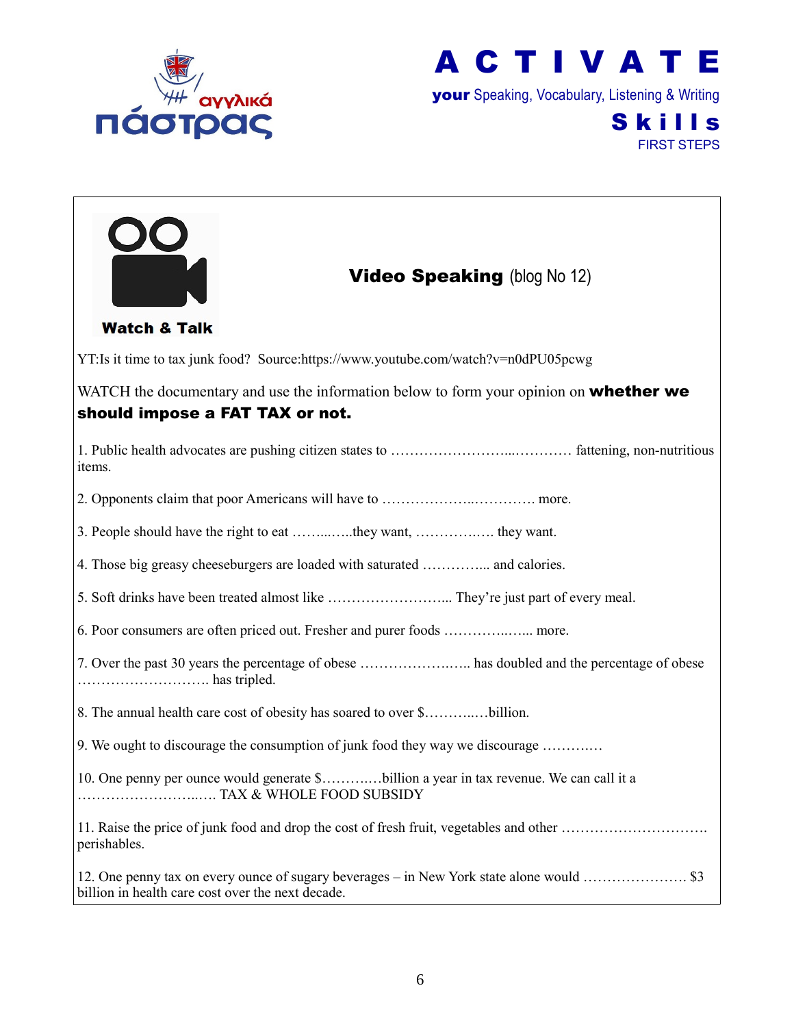αγγλικά πάστρας

# A C T I V A T E

**your** Speaking, Vocabulary, Listening & Writing

**Skills**

FIRST STEPS

**Watch & Talk**

## **Video Speaking** (blog No 12)

YT:Is it time to tax junk food? Source:https://www.youtube.com/watch?v=n0dPU05pcwg

WATCH the documentary and use the information below to form your opinion on **whether we should impose a FAT TAX or not.**

1. Public health advocates are pushing citizen states to ……………………...………… fattening, non-nutritious items.

2. Opponents claim that poor Americans will have to ………………..…………. more.

3. People should have the right to eat ……...…..they want, ……………..… they want.

4. Those big greasy cheeseburgers are loaded with saturated …………... and calories.

5. Soft drinks have been treated almost like …………………….... They're just part of every meal.

6. Poor consumers are often priced out. Fresher and purer foods ………….….... more.

7. Over the past 30 years the percentage of obese …………………..….. has doubled and the percentage of obese ………………………. has tripled.

8. The annual health care cost of obesity has soared to over $………..…billion.

9. We ought to discourage the consumption of junk food they way we discourage ………..…

10. One penny per ounce would generate $………..…billion a year in tax revenue. We can call it a ……………………..…. TAX & WHOLE FOOD SUBSIDY

11. Raise the price of junk food and drop the cost of fresh fruit, vegetables and other …………………………. perishables.

12. One penny tax on every ounce of sugary beverages – in New York state alone would …………………. $3 billion in health care cost over the next decade.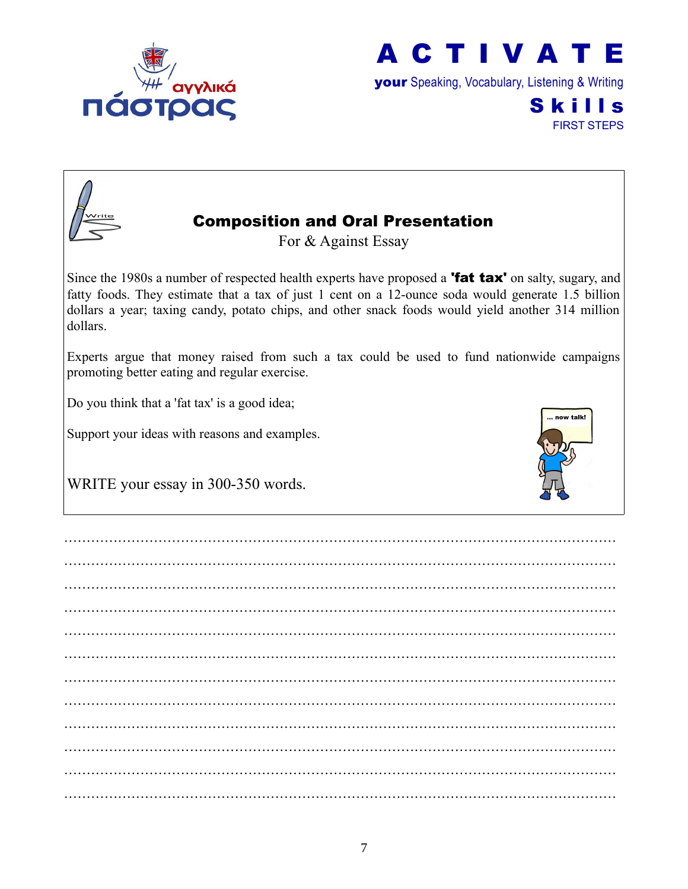# A C T I V A T E

**your** Speaking, Vocabulary, Listening & Writing

**Skills**

FIRST STEPS

## Composition and Oral Presentation

For & Against Essay

Since the 1980s a number of respected health experts have proposed a **'fat tax'** on salty, sugary, and fatty foods. They estimate that a tax of just 1 cent on a 12-ounce soda would generate 1.5 billion dollars a year; taxing candy, potato chips, and other snack foods would yield another 314 million dollars.

Experts argue that money raised from such a tax could be used to fund nationwide campaigns promoting better eating and regular exercise.

Do you think that a 'fat tax' is a good idea;

Support your ideas with reasons and examples.

WRITE your essay in 300-350 words.

... now talk!

……………………………………………………………………………………………………………

……………………………………………………………………………………………………………

……………………………………………………………………………………………………………

……………………………………………………………………………………………………………

……………………………………………………………………………………………………………

……………………………………………………………………………………………………………

……………………………………………………………………………………………………………

……………………………………………………………………………………………………………

……………………………………………………………………………………………………………

……………………………………………………………………………………………………………

……………………………………………………………………………………………………………

……………………………………………………………………………………………………………